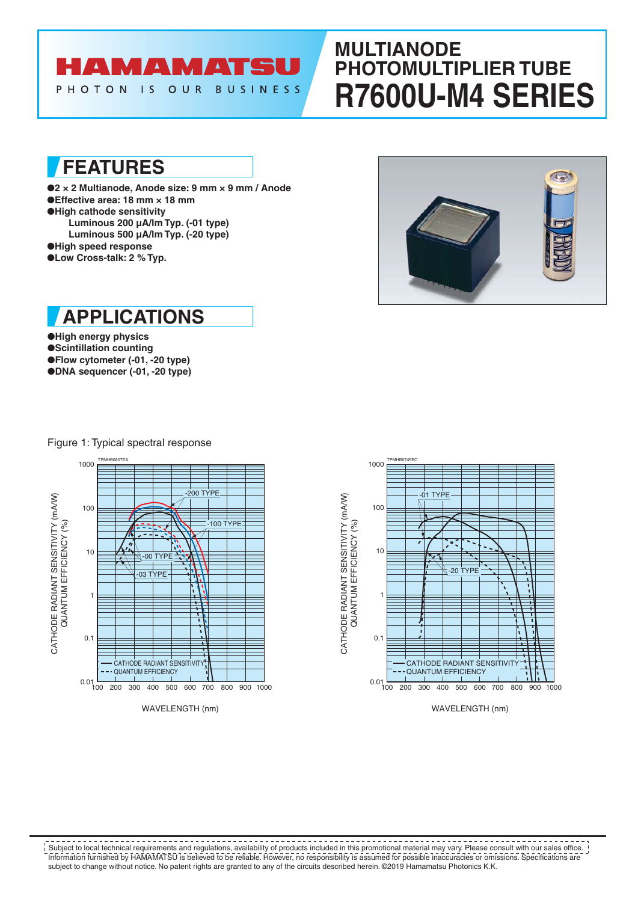# HAMAMATSU

PHOTON IS OUR BUSINESS

# MULTIANODE PHOTOMULTIPLIER TUBE R7600U-M4 SERIES

## FEATURES

- 2 × 2 Multianode, Anode size: 9 mm × 9 mm / Anode
- Effective area: 18 mm × 18 mm
- High cathode sensitivity
  - Luminous 200 µA/lm Typ. (-01 type)
  - Luminous 500 µA/lm Typ. (-20 type)
- High speed response
- Low Cross-talk: 2 % Typ.

## APPLICATIONS

- High energy physics
- Scintillation counting
- Flow cytometer (-01, -20 type)
- DNA sequencer (-01, -20 type)

Figure 1: Typical spectral response

---

Subject to local technical requirements and regulations, availability of products included in this promotional material may vary. Please consult with our sales office. Information furnished by HAMAMATSU is believed to be reliable. However, no responsibility is assumed for possible inaccuracies or omissions. Specifications are subject to change without notice. No patent rights are granted to any of the circuits described herein. ©2019 Hamamatsu Photonics K.K.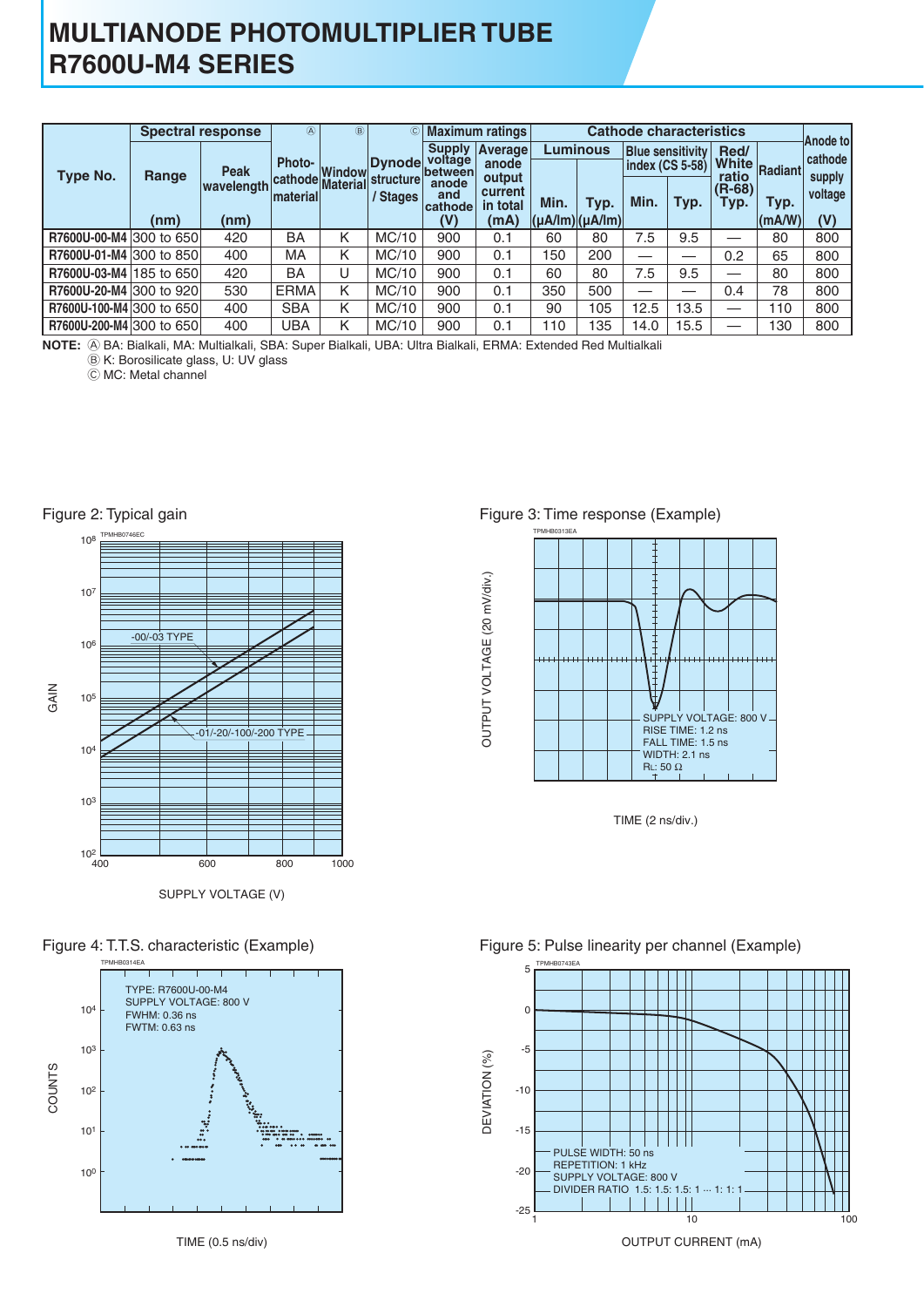# MULTIANODE PHOTOMULTIPLIER TUBE R7600U-M4 SERIES

| Type No. | Spectral response | | Ⓐ | Ⓑ | Ⓒ | Maximum ratings | | Cathode characteristics | | | | | | Anode to cathode supply voltage |
|---|---|---|---|---|---|---|---|---|---|---|---|---|---|---|
| | Range | Peak wavelength | Photo-cathode material | Window Material | Dynode structure / Stages | Supply voltage between anode and cathode | Average anode output current in total | Luminous | | Blue sensitivity index (CS 5-58) | | Red/White ratio (R-68) | Radiant | |
| | | | | | | | | Min. | Typ. | Min. | Typ. | Typ. | Typ. | |
| | (nm) | (nm) | | | | (V) | (mA) | (μA/lm) | (μA/lm) | | | | (mA/W) | (V) |
| R7600U-00-M4 | 300 to 650 | 420 | BA | K | MC/10 | 900 | 0.1 | 60 | 80 | 7.5 | 9.5 | — | 80 | 800 |
| R7600U-01-M4 | 300 to 850 | 400 | MA | K | MC/10 | 900 | 0.1 | 150 | 200 | — | — | 0.2 | 65 | 800 |
| R7600U-03-M4 | 185 to 650 | 420 | BA | U | MC/10 | 900 | 0.1 | 60 | 80 | 7.5 | 9.5 | — | 80 | 800 |
| R7600U-20-M4 | 300 to 920 | 530 | ERMA | K | MC/10 | 900 | 0.1 | 350 | 500 | — | — | 0.4 | 78 | 800 |
| R7600U-100-M4 | 300 to 650 | 400 | SBA | K | MC/10 | 900 | 0.1 | 90 | 105 | 12.5 | 13.5 | — | 110 | 800 |
| R7600U-200-M4 | 300 to 650 | 400 | UBA | K | MC/10 | 900 | 0.1 | 110 | 135 | 14.0 | 15.5 | — | 130 | 800 |

**NOTE:** Ⓐ BA: Bialkali, MA: Multialkali, SBA: Super Bialkali, UBA: Ultra Bialkali, ERMA: Extended Red Multialkali
Ⓑ K: Borosilicate glass, U: UV glass
Ⓒ MC: Metal channel

Figure 2: Typical gain

Figure 3: Time response (Example)

Figure 4: T.T.S. characteristic (Example)

Figure 5: Pulse linearity per channel (Example)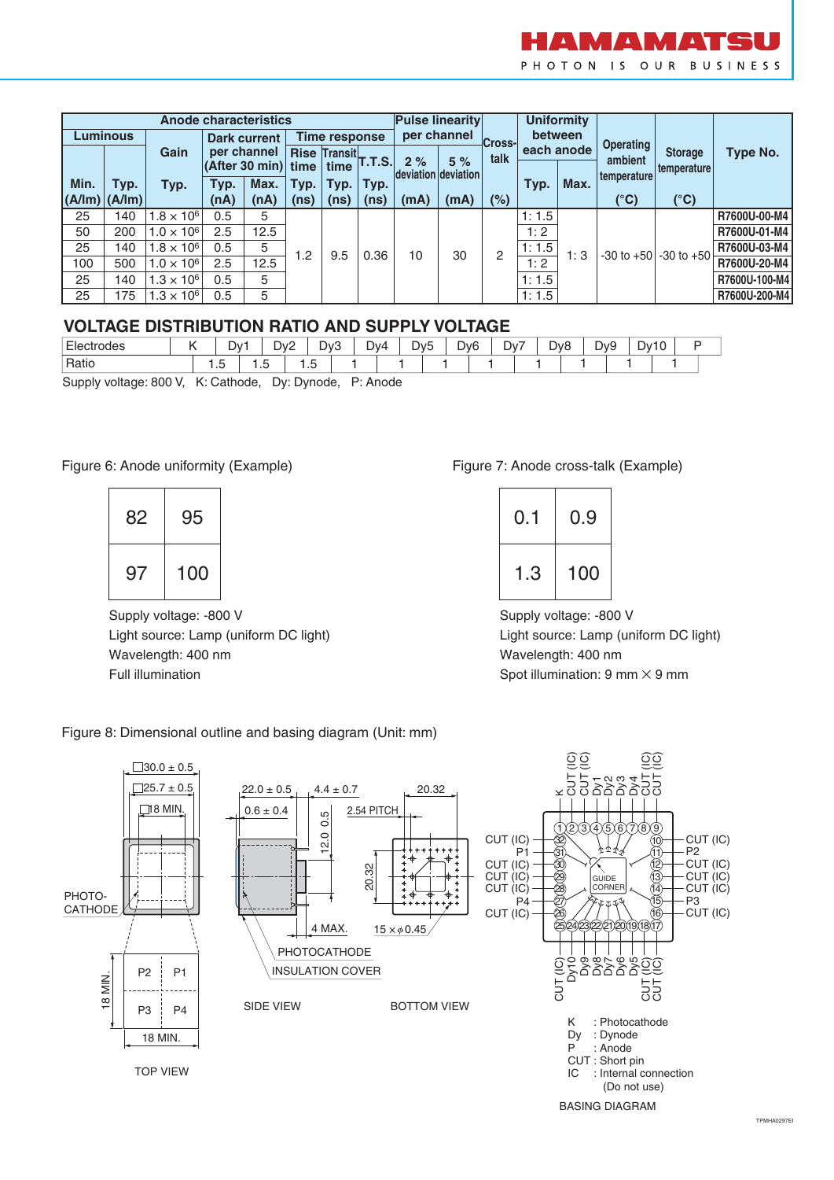| Anode characteristics | | | | | | | | Pulse linearity per channel | | Cross-talk | Uniformity between each anode | | Operating ambient temperature | Storage temperature | Type No. |
|---|---|---|---|---|---|---|---|---|---|---|---|---|---|---|---|
| Luminous | | Gain | Dark current per channel (After 30 min) | | Time response | | | | | | | | | | |
| | | | | | Rise time | Transit time | T.T.S. | 2 % deviation | 5 % deviation | | | | | | |
| Min. (A/lm) | Typ. (A/lm) | Typ. | Typ. (nA) | Max. (nA) | Typ. (ns) | Typ. (ns) | Typ. (ns) | (mA) | (mA) | (%) | Typ. | Max. | (°C) | (°C) | |
| 25 | 140 | $1.8 \times 10^6$ | 0.5 | 5 | 1.2 | 9.5 | 0.36 | 10 | 30 | 2 | 1: 1.5 | 1: 3 | -30 to +50 | -30 to +50 | R7600U-00-M4 |
| 50 | 200 | $1.0 \times 10^6$ | 2.5 | 12.5 | | | | | | | 1: 2 | | | | R7600U-01-M4 |
| 25 | 140 | $1.8 \times 10^6$ | 0.5 | 5 | | | | | | | 1: 1.5 | | | | R7600U-03-M4 |
| 100 | 500 | $1.0 \times 10^6$ | 2.5 | 12.5 | | | | | | | 1: 2 | | | | R7600U-20-M4 |
| 25 | 140 | $1.3 \times 10^6$ | 0.5 | 5 | | | | | | | 1: 1.5 | | | | R7600U-100-M4 |
| 25 | 175 | $1.3 \times 10^6$ | 0.5 | 5 | | | | | | | 1: 1.5 | | | | R7600U-200-M4 |

## VOLTAGE DISTRIBUTION RATIO AND SUPPLY VOLTAGE

| Electrodes | K | | Dy1 | | Dy2 | | Dy3 | | Dy4 | | Dy5 | | Dy6 | | Dy7 | | Dy8 | | Dy9 | | Dy10 | | P |
|---|---|---|---|---|---|---|---|---|---|---|---|---|---|---|---|---|---|---|---|---|---|---|---|
| Ratio | | 1.5 | | 1.5 | | 1.5 | | 1 | | 1 | | 1 | | 1 | | 1 | | 1 | | 1 | | 1 | |

Supply voltage: 800 V, K: Cathode, Dy: Dynode, P: Anode

Figure 6: Anode uniformity (Example)

| 82 | 95 |
|---|---|
| 97 | 100 |

Supply voltage: -800 V
Light source: Lamp (uniform DC light)
Wavelength: 400 nm
Full illumination

Figure 7: Anode cross-talk (Example)

| 0.1 | 0.9 |
|---|---|
| 1.3 | 100 |

Supply voltage: -800 V
Light source: Lamp (uniform DC light)
Wavelength: 400 nm
Spot illumination: 9 mm × 9 mm

Figure 8: Dimensional outline and basing diagram (Unit: mm)

TOP VIEW: □30.0 ± 0.5, □25.7 ± 0.5, □18 MIN., PHOTO-CATHODE, P1, P2, P3, P4, 18 MIN.

SIDE VIEW: 22.0 ± 0.5, 4.4 ± 0.7, 0.6 ± 0.4, 12.0 0.5, 4 MAX., PHOTOCATHODE, INSULATION COVER

BOTTOM VIEW: 20.32, 2.54 PITCH, 20.32, 15 × φ0.45

BASING DIAGRAM:
1: K, 2: CUT (IC), 3: CUT (IC), 4: Dy1, 5: Dy2, 6: Dy3, 7: Dy4, 8: CUT (IC), 9: CUT (IC), 10: CUT (IC), 11: P2, 12: CUT (IC), 13: CUT (IC), 14: CUT (IC), 15: P3, 16: CUT (IC), 17: CUT (IC), 18: CUT (IC), 19: Dy5, 20: Dy6, 21: Dy7, 22: Dy8, 23: Dy9, 24: Dy10, 25: CUT (IC), 26: CUT (IC), 27: P4, 28: CUT (IC), 29: CUT (IC), 30: CUT (IC), 31: P1, 32: CUT (IC); GUIDE CORNER

K : Photocathode
Dy : Dynode
P : Anode
CUT : Short pin
IC : Internal connection (Do not use)

TPMHA0297EI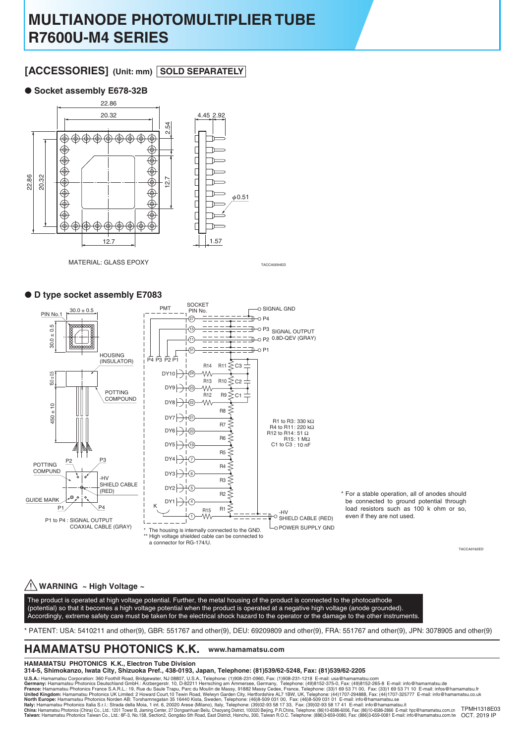# MULTIANODE PHOTOMULTIPLIER TUBE R7600U-M4 SERIES

## [ACCESSORIES] (Unit: mm) SOLD SEPARATELY

### ● Socket assembly E678-32B

22.86
20.32
2.54
4.45 2.92
22.86
20.32
12.7
$\phi$0.51
12.7
1.57

MATERIAL: GLASS EPOXY

TACCA0094ED

### ● D type socket assembly E7083

PIN No.1
30.0 ± 0.5
30.0 ± 0.5
HOUSING (INSULATOR)
15.0 ± 0.5
POTTING COMPOUND
450 ± 10
POTTING COMPOUND
P2 P3
-HV SHIELD CABLE (RED)
GUIDE MARK
P1 P4
P1 to P4 : SIGNAL OUTPUT COAXIAL CABLE (GRAY)

PMT
SOCKET PIN No.
SIGNAL GND
P4
P3 SIGNAL OUTPUT
P2 0.8D-QEV (GRAY)
P1
P4 P3 P2 P1
DY10 DY9 DY8 DY7 DY6 DY5 DY4 DY3 DY2 DY1 K
R1 to R3: 330 kΩ
R4 to R11: 220 kΩ
R12 to R14: 51 Ω
R15: 1 MΩ
C1 to C3 : 10 nF
-HV SHIELD CABLE (RED)
POWER SUPPLY GND

\* The housing is internally connected to the GND.
\*\* High voltage shielded cable can be connected to a connector for RG-174/U.

\* For a stable operation, all of anodes should be connected to ground potential through load resistors such as 100 k ohm or so, even if they are not used.

TACCA0162ED

## ⚠ WARNING ~ High Voltage ~

The product is operated at high voltage potential. Further, the metal housing of the product is connected to the photocathode (potential) so that it becomes a high voltage potential when the product is operated at a negative high voltage (anode grounded). Accordingly, extreme safety care must be taken for the electrical shock hazard to the operator or the damage to the other instruments.

\* PATENT: USA: 5410211 and other(9), GBR: 551767 and other(9), DEU: 69209809 and other(9), FRA: 551767 and other(9), JPN: 3078905 and other(9)

## HAMAMATSU PHOTONICS K.K. www.hamamatsu.com

**HAMAMATSU PHOTONICS K.K., Electron Tube Division**
**314-5, Shimokanzo, Iwata City, Shizuoka Pref., 438-0193, Japan, Telephone: (81)539/62-5248, Fax: (81)539/62-2205**

**U.S.A.:** Hamamatsu Corporation: 360 Foothill Road, Bridgewater, NJ 08807, U.S.A., Telephone: (1)908-231-0960, Fax: (1)908-231-1218 E-mail: usa@hamamatsu.com
**Germany:** Hamamatsu Photonics Deutschland GmbH.: Arzbergerstr. 10, D-82211 Herrsching am Ammersee, Germany, Telephone: (49)8152-375-0, Fax: (49)8152-265-8 E-mail: info@hamamatsu.de
**France:** Hamamatsu Photonics France S.A.R.L.: 19, Rue du Saule Trapu, Parc du Moulin de Massy, 91882 Massy Cedex, France, Telephone: (33)1 69 53 71 00, Fax: (33)1 69 53 71 10 E-mail: infos@hamamatsu.fr
**United Kingdom:** Hamamatsu Photonics UK Limited: 2 Howard Court,10 Tewin Road, Welwyn Garden City, Hertfordshire AL7 1BW, UK, Telephone: (44)1707-294888, Fax: (44)1707-325777 E-mail: info@hamamatsu.co.uk
**North Europe:** Hamamatsu Photonics Norden AB: Torshamnsgatan 35 16440 Kista, Sweden, Telephone: (46)8-509 031 00, Fax: (46)8-509 031 01 E-mail: info@hamamatsu.se
**Italy:** Hamamatsu Photonics Italia S.r.l.: Strada della Moia, 1 int. 6, 20020 Arese (Milano), Italy, Telephone: (39)02-93 58 17 33, Fax: (39)02-93 58 17 41 E-mail: info@hamamatsu.it
**China:** Hamamatsu Photonics (China) Co., Ltd.: 1201 Tower B, Jiaming Center, 27 Dongsanhuan Beilu, Chaoyang District, 100020 Beijing, P.R.China, Telephone: (86)10-6586-6006, Fax: (86)10-6586-2866 E-mail: hpc@hamamatsu.com.cn
**Taiwan:** Hamamatsu Photonics Taiwan Co., Ltd.: 8F-3, No.158, Section2, Gongdao 5th Road, East District, Hsinchu, 300, Taiwan R.O.C. Telephone: (886)3-659-0080, Fax: (886)3-659-0081 E-mail: info@hamamatsu.com.tw

TPMH1318E03
OCT. 2019 IP